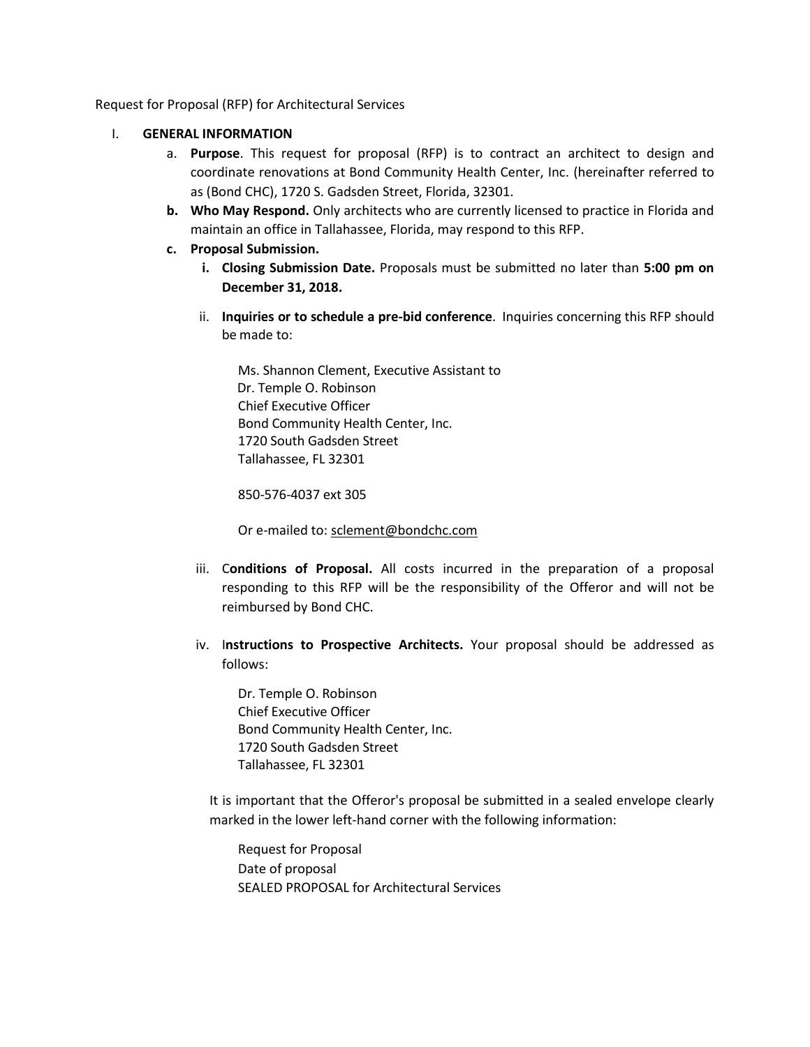Request for Proposal (RFP) for Architectural Services

I. **GENERAL INFORMATION**

a. **Purpose**. This request for proposal (RFP) is to contract an architect to design and coordinate renovations at Bond Community Health Center, Inc. (hereinafter referred to as (Bond CHC), 1720 S. Gadsden Street, Florida, 32301.

**b. Who May Respond.** Only architects who are currently licensed to practice in Florida and maintain an office in Tallahassee, Florida, may respond to this RFP.

**c. Proposal Submission.**

**i. Closing Submission Date.** Proposals must be submitted no later than **5:00 pm on December 31, 2018.**

ii. **Inquiries or to schedule a pre-bid conference**. Inquiries concerning this RFP should be made to:

Ms. Shannon Clement, Executive Assistant to
Dr. Temple O. Robinson
Chief Executive Officer
Bond Community Health Center, Inc.
1720 South Gadsden Street
Tallahassee, FL 32301

850-576-4037 ext 305

Or e-mailed to: sclement@bondchc.com

iii. C**onditions of Proposal.** All costs incurred in the preparation of a proposal responding to this RFP will be the responsibility of the Offeror and will not be reimbursed by Bond CHC.

iv. I**nstructions to Prospective Architects.** Your proposal should be addressed as follows:

Dr. Temple O. Robinson
Chief Executive Officer
Bond Community Health Center, Inc.
1720 South Gadsden Street
Tallahassee, FL 32301

It is important that the Offeror's proposal be submitted in a sealed envelope clearly marked in the lower left-hand corner with the following information:

Request for Proposal
Date of proposal
SEALED PROPOSAL for Architectural Services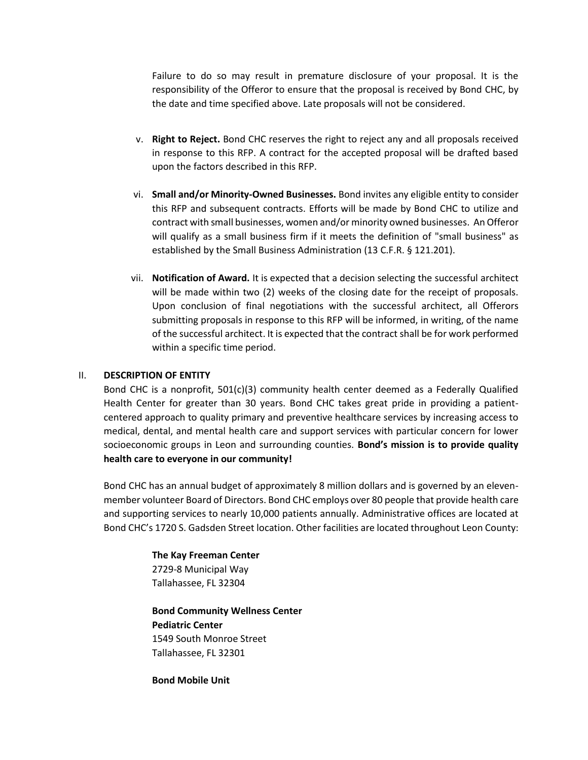Failure to do so may result in premature disclosure of your proposal. It is the responsibility of the Offeror to ensure that the proposal is received by Bond CHC, by the date and time specified above. Late proposals will not be considered.

v. **Right to Reject.** Bond CHC reserves the right to reject any and all proposals received in response to this RFP. A contract for the accepted proposal will be drafted based upon the factors described in this RFP.

vi. **Small and/or Minority-Owned Businesses.** Bond invites any eligible entity to consider this RFP and subsequent contracts. Efforts will be made by Bond CHC to utilize and contract with small businesses, women and/or minority owned businesses. An Offeror will qualify as a small business firm if it meets the definition of "small business" as established by the Small Business Administration (13 C.F.R. § 121.201).

vii. **Notification of Award.** It is expected that a decision selecting the successful architect will be made within two (2) weeks of the closing date for the receipt of proposals. Upon conclusion of final negotiations with the successful architect, all Offerors submitting proposals in response to this RFP will be informed, in writing, of the name of the successful architect. It is expected that the contract shall be for work performed within a specific time period.

## II. DESCRIPTION OF ENTITY

Bond CHC is a nonprofit, 501(c)(3) community health center deemed as a Federally Qualified Health Center for greater than 30 years. Bond CHC takes great pride in providing a patient-centered approach to quality primary and preventive healthcare services by increasing access to medical, dental, and mental health care and support services with particular concern for lower socioeconomic groups in Leon and surrounding counties. **Bond's mission is to provide quality health care to everyone in our community!**

Bond CHC has an annual budget of approximately 8 million dollars and is governed by an eleven-member volunteer Board of Directors. Bond CHC employs over 80 people that provide health care and supporting services to nearly 10,000 patients annually. Administrative offices are located at Bond CHC's 1720 S. Gadsden Street location. Other facilities are located throughout Leon County:

**The Kay Freeman Center**
2729-8 Municipal Way
Tallahassee, FL 32304

**Bond Community Wellness Center**
**Pediatric Center**
1549 South Monroe Street
Tallahassee, FL 32301

**Bond Mobile Unit**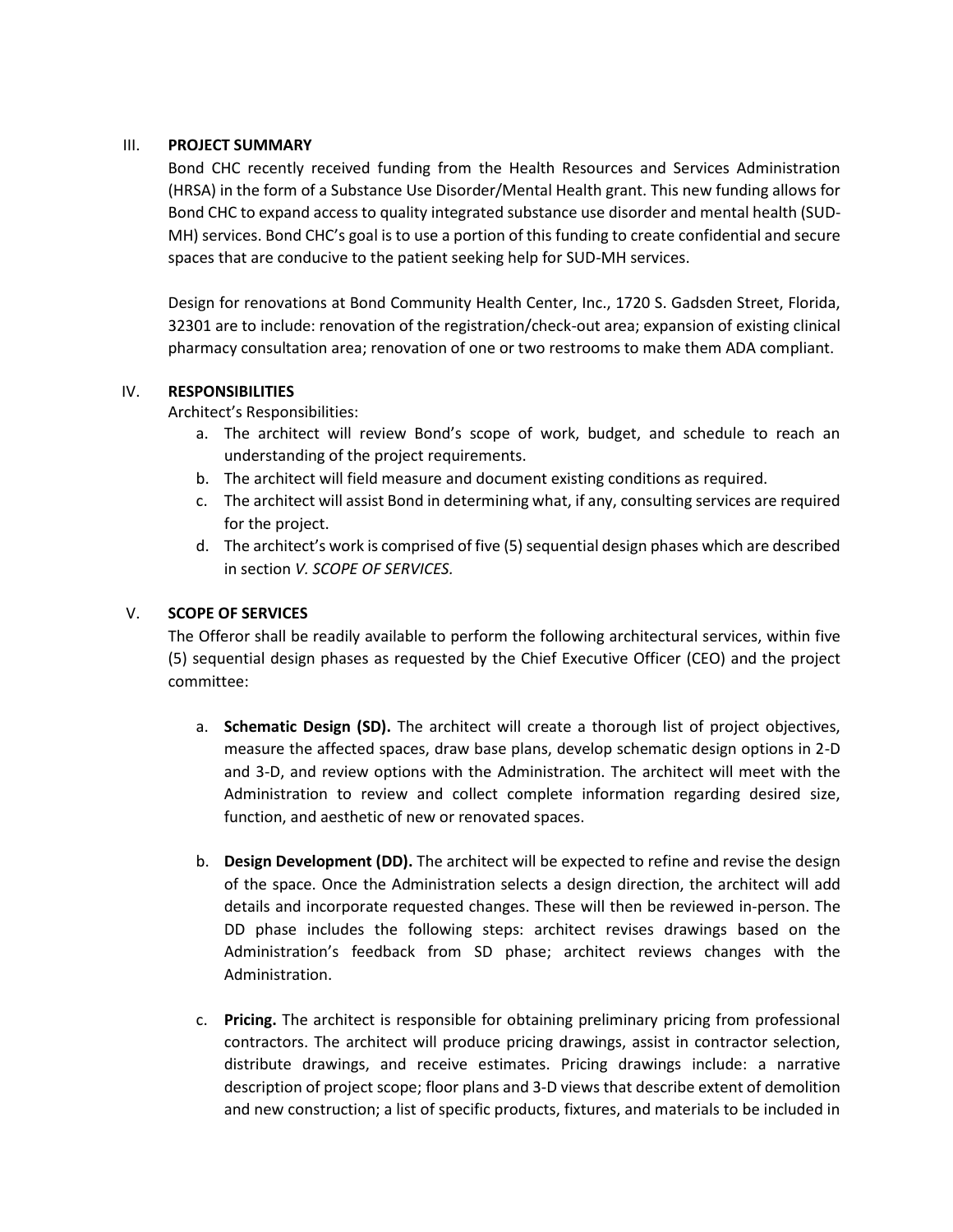## III. PROJECT SUMMARY

Bond CHC recently received funding from the Health Resources and Services Administration (HRSA) in the form of a Substance Use Disorder/Mental Health grant. This new funding allows for Bond CHC to expand access to quality integrated substance use disorder and mental health (SUD-MH) services. Bond CHC's goal is to use a portion of this funding to create confidential and secure spaces that are conducive to the patient seeking help for SUD-MH services.

Design for renovations at Bond Community Health Center, Inc., 1720 S. Gadsden Street, Florida, 32301 are to include: renovation of the registration/check-out area; expansion of existing clinical pharmacy consultation area; renovation of one or two restrooms to make them ADA compliant.

## IV. RESPONSIBILITIES

Architect's Responsibilities:

a. The architect will review Bond's scope of work, budget, and schedule to reach an understanding of the project requirements.
b. The architect will field measure and document existing conditions as required.
c. The architect will assist Bond in determining what, if any, consulting services are required for the project.
d. The architect's work is comprised of five (5) sequential design phases which are described in section *V. SCOPE OF SERVICES.*

## V. SCOPE OF SERVICES

The Offeror shall be readily available to perform the following architectural services, within five (5) sequential design phases as requested by the Chief Executive Officer (CEO) and the project committee:

a. **Schematic Design (SD).** The architect will create a thorough list of project objectives, measure the affected spaces, draw base plans, develop schematic design options in 2-D and 3-D, and review options with the Administration. The architect will meet with the Administration to review and collect complete information regarding desired size, function, and aesthetic of new or renovated spaces.

b. **Design Development (DD).** The architect will be expected to refine and revise the design of the space. Once the Administration selects a design direction, the architect will add details and incorporate requested changes. These will then be reviewed in-person. The DD phase includes the following steps: architect revises drawings based on the Administration's feedback from SD phase; architect reviews changes with the Administration.

c. **Pricing.** The architect is responsible for obtaining preliminary pricing from professional contractors. The architect will produce pricing drawings, assist in contractor selection, distribute drawings, and receive estimates. Pricing drawings include: a narrative description of project scope; floor plans and 3-D views that describe extent of demolition and new construction; a list of specific products, fixtures, and materials to be included in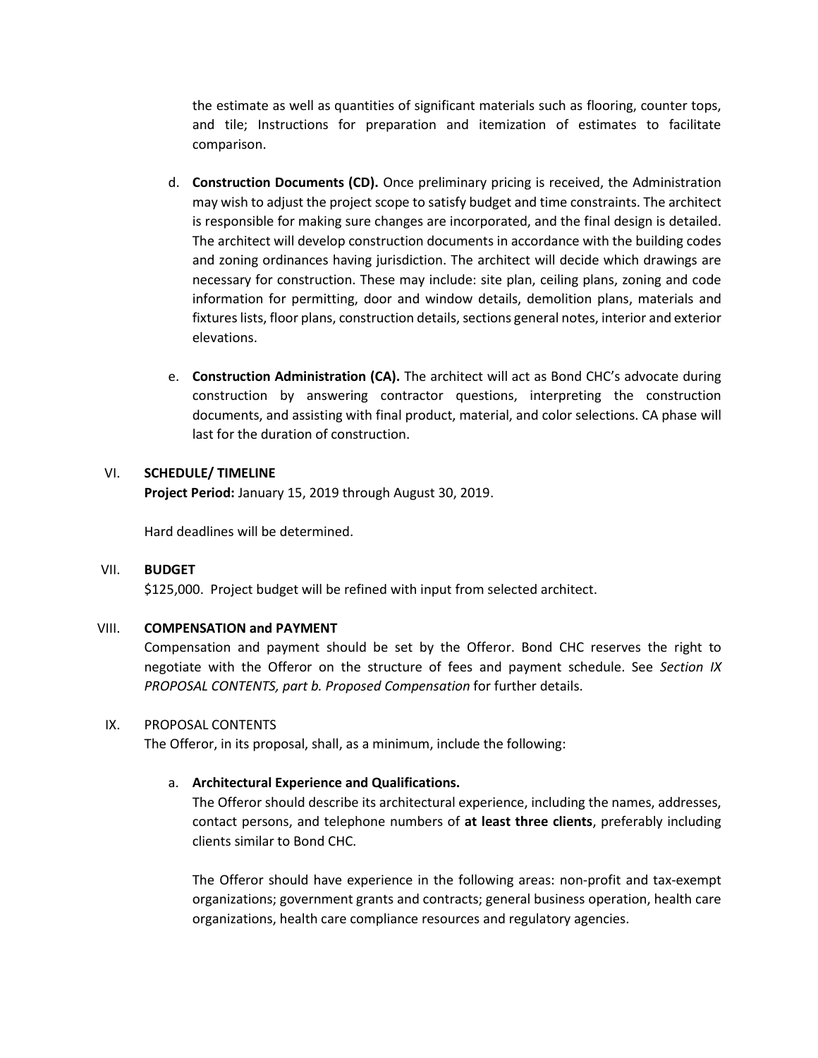the estimate as well as quantities of significant materials such as flooring, counter tops, and tile; Instructions for preparation and itemization of estimates to facilitate comparison.

d. **Construction Documents (CD).** Once preliminary pricing is received, the Administration may wish to adjust the project scope to satisfy budget and time constraints. The architect is responsible for making sure changes are incorporated, and the final design is detailed. The architect will develop construction documents in accordance with the building codes and zoning ordinances having jurisdiction. The architect will decide which drawings are necessary for construction. These may include: site plan, ceiling plans, zoning and code information for permitting, door and window details, demolition plans, materials and fixtures lists, floor plans, construction details, sections general notes, interior and exterior elevations.

e. **Construction Administration (CA).** The architect will act as Bond CHC's advocate during construction by answering contractor questions, interpreting the construction documents, and assisting with final product, material, and color selections. CA phase will last for the duration of construction.

## VI. SCHEDULE/ TIMELINE

**Project Period:** January 15, 2019 through August 30, 2019.

Hard deadlines will be determined.

## VII. BUDGET

$125,000. Project budget will be refined with input from selected architect.

## VIII. COMPENSATION and PAYMENT

Compensation and payment should be set by the Offeror. Bond CHC reserves the right to negotiate with the Offeror on the structure of fees and payment schedule. See *Section IX PROPOSAL CONTENTS, part b. Proposed Compensation* for further details.

## IX. PROPOSAL CONTENTS

The Offeror, in its proposal, shall, as a minimum, include the following:

a. **Architectural Experience and Qualifications.**

The Offeror should describe its architectural experience, including the names, addresses, contact persons, and telephone numbers of **at least three clients**, preferably including clients similar to Bond CHC.

The Offeror should have experience in the following areas: non-profit and tax-exempt organizations; government grants and contracts; general business operation, health care organizations, health care compliance resources and regulatory agencies.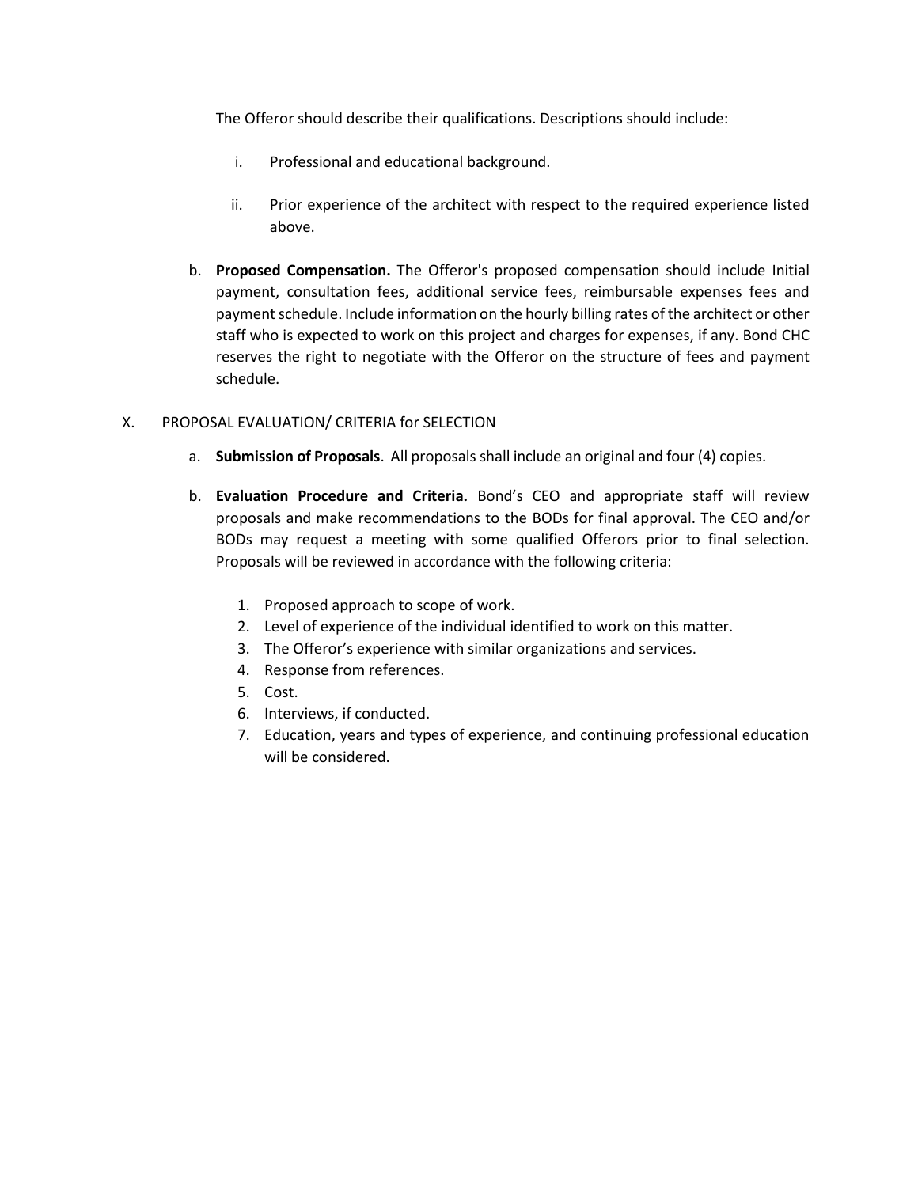The Offeror should describe their qualifications. Descriptions should include:

i. Professional and educational background.

ii. Prior experience of the architect with respect to the required experience listed above.

b. **Proposed Compensation.** The Offeror's proposed compensation should include Initial payment, consultation fees, additional service fees, reimbursable expenses fees and payment schedule. Include information on the hourly billing rates of the architect or other staff who is expected to work on this project and charges for expenses, if any. Bond CHC reserves the right to negotiate with the Offeror on the structure of fees and payment schedule.

X. PROPOSAL EVALUATION/ CRITERIA for SELECTION

a. **Submission of Proposals**. All proposals shall include an original and four (4) copies.

b. **Evaluation Procedure and Criteria.** Bond's CEO and appropriate staff will review proposals and make recommendations to the BODs for final approval. The CEO and/or BODs may request a meeting with some qualified Offerors prior to final selection. Proposals will be reviewed in accordance with the following criteria:

1. Proposed approach to scope of work.
2. Level of experience of the individual identified to work on this matter.
3. The Offeror's experience with similar organizations and services.
4. Response from references.
5. Cost.
6. Interviews, if conducted.
7. Education, years and types of experience, and continuing professional education will be considered.